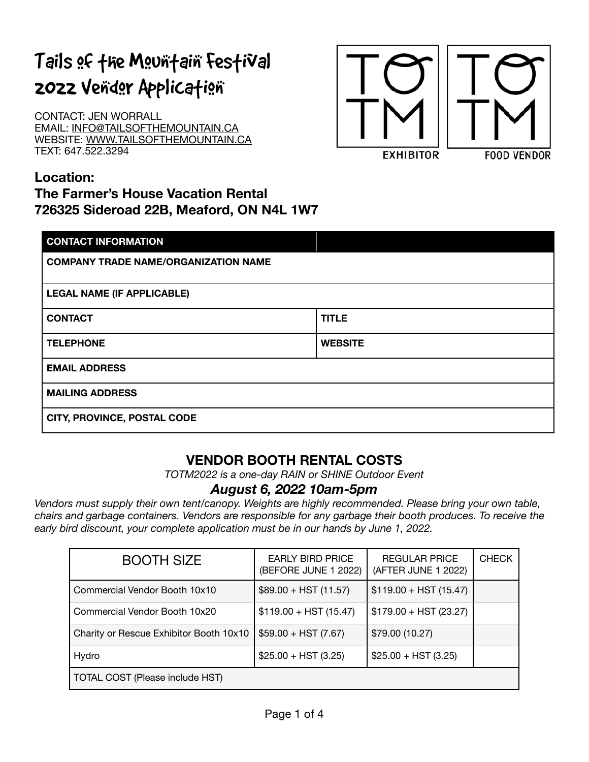# Tails of the Mountain Festival 2022 Vendor Application

CONTACT: JEN WORRALL
EMAIL: INFO@TAILSOFTHEMOUNTAIN.CA
WEBSITE: WWW.TAILSOFTHEMOUNTAIN.CA
TEXT: 647.522.3294

TOTM EXHIBITOR | TOTM FOOD VENDOR

## Location:
## The Farmer's House Vacation Rental
## 726325 Sideroad 22B, Meaford, ON N4L 1W7

| CONTACT INFORMATION | |
|---|---|
| COMPANY TRADE NAME/ORGANIZATION NAME | |
| LEGAL NAME (IF APPLICABLE) | |
| CONTACT | TITLE |
| TELEPHONE | WEBSITE |
| EMAIL ADDRESS | |
| MAILING ADDRESS | |
| CITY, PROVINCE, POSTAL CODE | |

## VENDOR BOOTH RENTAL COSTS

*TOTM2022 is a one-day RAIN or SHINE Outdoor Event*

***August 6, 2022 10am-5pm***

*Vendors must supply their own tent/canopy. Weights are highly recommended. Please bring your own table, chairs and garbage containers. Vendors are responsible for any garbage their booth produces. To receive the early bird discount, your complete application must be in our hands by June 1, 2022.*

| BOOTH SIZE | EARLY BIRD PRICE (BEFORE JUNE 1 2022) | REGULAR PRICE (AFTER JUNE 1 2022) | CHECK |
|---|---|---|---|
| Commercial Vendor Booth 10x10 | $89.00 + HST (11.57) | $119.00 + HST (15.47) | |
| Commercial Vendor Booth 10x20 | $119.00 + HST (15.47) | $179.00 + HST (23.27) | |
| Charity or Rescue Exhibitor Booth 10x10 | $59.00 + HST (7.67) | $79.00 (10.27) | |
| Hydro | $25.00 + HST (3.25) | $25.00 + HST (3.25) | |
| TOTAL COST (Please include HST) | | | |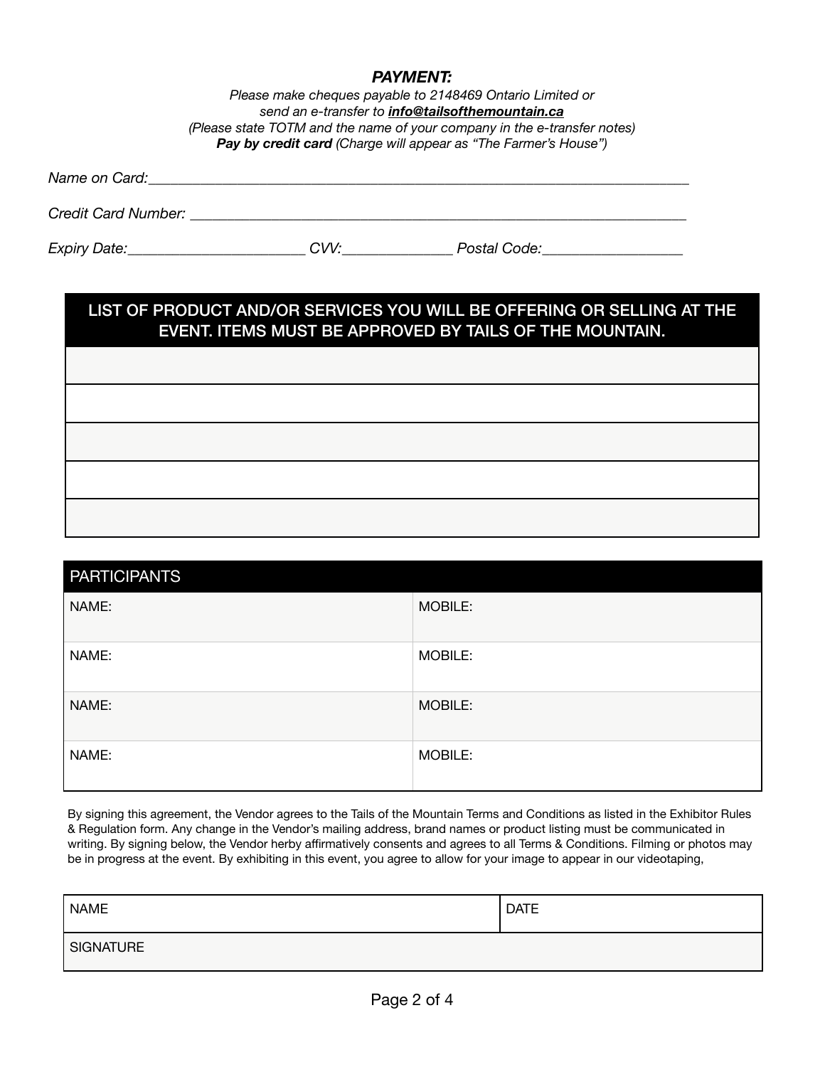***PAYMENT:***

*Please make cheques payable to 2148469 Ontario Limited or*
*send an e-transfer to **info@tailsofthemountain.ca***
*(Please state TOTM and the name of your company in the e-transfer notes)*
***Pay by credit card** (Charge will appear as “The Farmer’s House”)*

*Name on Card:*_______________________________________________________________

*Credit Card Number:* ____________________________________________________________

*Expiry Date:*____________________ *CVV:*____________ *Postal Code:*_______________

| LIST OF PRODUCT AND/OR SERVICES YOU WILL BE OFFERING OR SELLING AT THE EVENT. ITEMS MUST BE APPROVED BY TAILS OF THE MOUNTAIN. |
|---|
| |
| |
| |
| |
| |

| PARTICIPANTS | |
|---|---|
| NAME: | MOBILE: |
| NAME: | MOBILE: |
| NAME: | MOBILE: |
| NAME: | MOBILE: |

By signing this agreement, the Vendor agrees to the Tails of the Mountain Terms and Conditions as listed in the Exhibitor Rules & Regulation form. Any change in the Vendor’s mailing address, brand names or product listing must be communicated in writing. By signing below, the Vendor herby affirmatively consents and agrees to all Terms & Conditions. Filming or photos may be in progress at the event. By exhibiting in this event, you agree to allow for your image to appear in our videotaping,

| NAME | DATE |
|---|---|
| SIGNATURE | |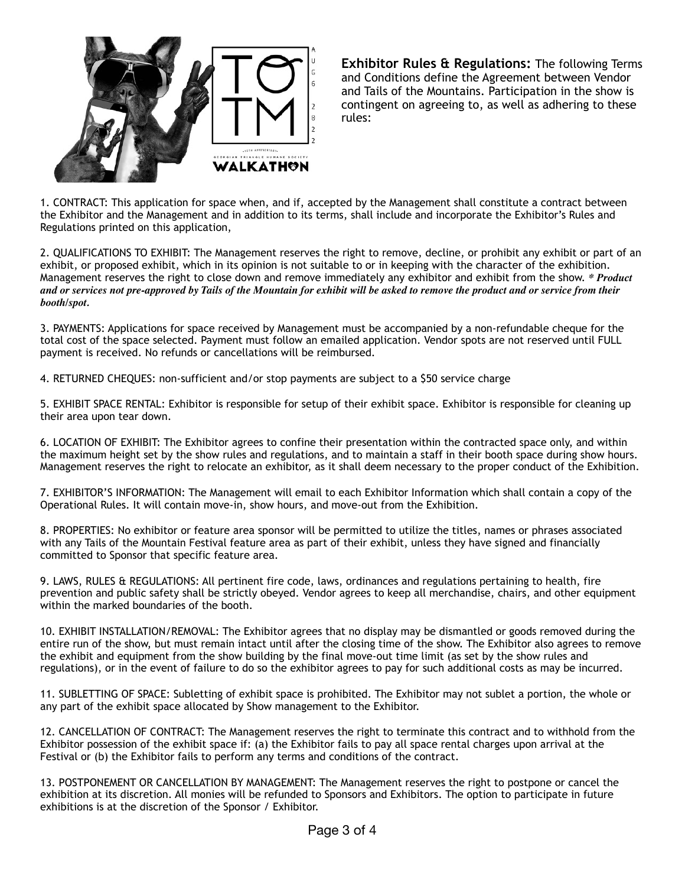**Exhibitor Rules & Regulations:** The following Terms and Conditions define the Agreement between Vendor and Tails of the Mountains. Participation in the show is contingent on agreeing to, as well as adhering to these rules:

1. CONTRACT: This application for space when, and if, accepted by the Management shall constitute a contract between the Exhibitor and the Management and in addition to its terms, shall include and incorporate the Exhibitor's Rules and Regulations printed on this application,

2. QUALIFICATIONS TO EXHIBIT: The Management reserves the right to remove, decline, or prohibit any exhibit or part of an exhibit, or proposed exhibit, which in its opinion is not suitable to or in keeping with the character of the exhibition. Management reserves the right to close down and remove immediately any exhibitor and exhibit from the show. ***\* Product and or services not pre-approved by Tails of the Mountain for exhibit will be asked to remove the product and or service from their booth/spot.***

3. PAYMENTS: Applications for space received by Management must be accompanied by a non-refundable cheque for the total cost of the space selected. Payment must follow an emailed application. Vendor spots are not reserved until FULL payment is received. No refunds or cancellations will be reimbursed.

4. RETURNED CHEQUES: non-sufficient and/or stop payments are subject to a $50 service charge

5. EXHIBIT SPACE RENTAL: Exhibitor is responsible for setup of their exhibit space. Exhibitor is responsible for cleaning up their area upon tear down.

6. LOCATION OF EXHIBIT: The Exhibitor agrees to confine their presentation within the contracted space only, and within the maximum height set by the show rules and regulations, and to maintain a staff in their booth space during show hours. Management reserves the right to relocate an exhibitor, as it shall deem necessary to the proper conduct of the Exhibition.

7. EXHIBITOR'S INFORMATION: The Management will email to each Exhibitor Information which shall contain a copy of the Operational Rules. It will contain move-in, show hours, and move-out from the Exhibition.

8. PROPERTIES: No exhibitor or feature area sponsor will be permitted to utilize the titles, names or phrases associated with any Tails of the Mountain Festival feature area as part of their exhibit, unless they have signed and financially committed to Sponsor that specific feature area.

9. LAWS, RULES & REGULATIONS: All pertinent fire code, laws, ordinances and regulations pertaining to health, fire prevention and public safety shall be strictly obeyed. Vendor agrees to keep all merchandise, chairs, and other equipment within the marked boundaries of the booth.

10. EXHIBIT INSTALLATION/REMOVAL: The Exhibitor agrees that no display may be dismantled or goods removed during the entire run of the show, but must remain intact until after the closing time of the show. The Exhibitor also agrees to remove the exhibit and equipment from the show building by the final move-out time limit (as set by the show rules and regulations), or in the event of failure to do so the exhibitor agrees to pay for such additional costs as may be incurred.

11. SUBLETTING OF SPACE: Subletting of exhibit space is prohibited. The Exhibitor may not sublet a portion, the whole or any part of the exhibit space allocated by Show management to the Exhibitor.

12. CANCELLATION OF CONTRACT: The Management reserves the right to terminate this contract and to withhold from the Exhibitor possession of the exhibit space if: (a) the Exhibitor fails to pay all space rental charges upon arrival at the Festival or (b) the Exhibitor fails to perform any terms and conditions of the contract.

13. POSTPONEMENT OR CANCELLATION BY MANAGEMENT: The Management reserves the right to postpone or cancel the exhibition at its discretion. All monies will be refunded to Sponsors and Exhibitors. The option to participate in future exhibitions is at the discretion of the Sponsor / Exhibitor.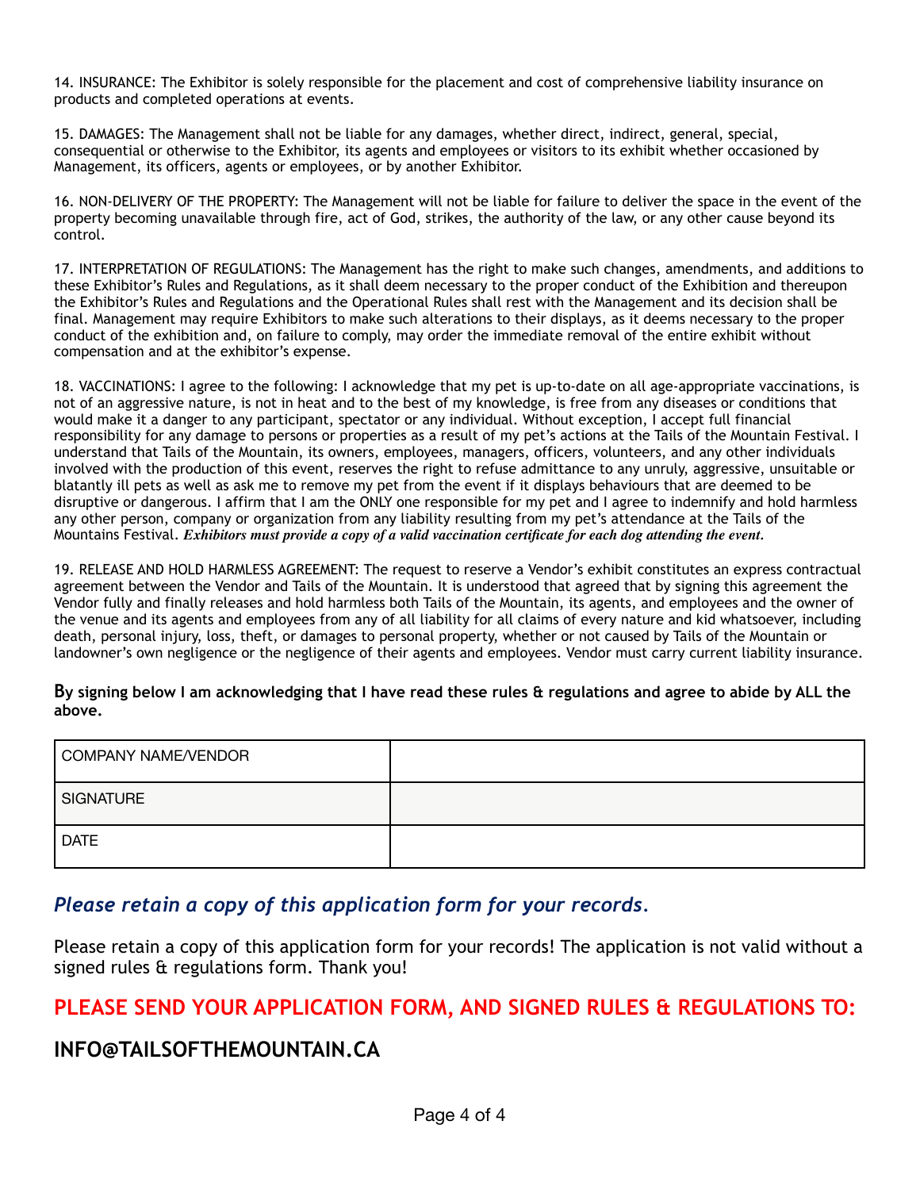14. INSURANCE: The Exhibitor is solely responsible for the placement and cost of comprehensive liability insurance on products and completed operations at events.

15. DAMAGES: The Management shall not be liable for any damages, whether direct, indirect, general, special, consequential or otherwise to the Exhibitor, its agents and employees or visitors to its exhibit whether occasioned by Management, its officers, agents or employees, or by another Exhibitor.

16. NON-DELIVERY OF THE PROPERTY: The Management will not be liable for failure to deliver the space in the event of the property becoming unavailable through fire, act of God, strikes, the authority of the law, or any other cause beyond its control.

17. INTERPRETATION OF REGULATIONS: The Management has the right to make such changes, amendments, and additions to these Exhibitor's Rules and Regulations, as it shall deem necessary to the proper conduct of the Exhibition and thereupon the Exhibitor's Rules and Regulations and the Operational Rules shall rest with the Management and its decision shall be final. Management may require Exhibitors to make such alterations to their displays, as it deems necessary to the proper conduct of the exhibition and, on failure to comply, may order the immediate removal of the entire exhibit without compensation and at the exhibitor's expense.

18. VACCINATIONS: I agree to the following: I acknowledge that my pet is up-to-date on all age-appropriate vaccinations, is not of an aggressive nature, is not in heat and to the best of my knowledge, is free from any diseases or conditions that would make it a danger to any participant, spectator or any individual. Without exception, I accept full financial responsibility for any damage to persons or properties as a result of my pet's actions at the Tails of the Mountain Festival. I understand that Tails of the Mountain, its owners, employees, managers, officers, volunteers, and any other individuals involved with the production of this event, reserves the right to refuse admittance to any unruly, aggressive, unsuitable or blatantly ill pets as well as ask me to remove my pet from the event if it displays behaviours that are deemed to be disruptive or dangerous. I affirm that I am the ONLY one responsible for my pet and I agree to indemnify and hold harmless any other person, company or organization from any liability resulting from my pet's attendance at the Tails of the Mountains Festival. ***Exhibitors must provide a copy of a valid vaccination certificate for each dog attending the event.***

19. RELEASE AND HOLD HARMLESS AGREEMENT: The request to reserve a Vendor's exhibit constitutes an express contractual agreement between the Vendor and Tails of the Mountain. It is understood that agreed that by signing this agreement the Vendor fully and finally releases and hold harmless both Tails of the Mountain, its agents, and employees and the owner of the venue and its agents and employees from any of all liability for all claims of every nature and kid whatsoever, including death, personal injury, loss, theft, or damages to personal property, whether or not caused by Tails of the Mountain or landowner's own negligence or the negligence of their agents and employees. Vendor must carry current liability insurance.

**By signing below I am acknowledging that I have read these rules & regulations and agree to abide by ALL the above.**

| | |
|---|---|
| COMPANY NAME/VENDOR | |
| SIGNATURE | |
| DATE | |

## *Please retain a copy of this application form for your records.*

Please retain a copy of this application form for your records! The application is not valid without a signed rules & regulations form. Thank you!

## PLEASE SEND YOUR APPLICATION FORM, AND SIGNED RULES & REGULATIONS TO:

## INFO@TAILSOFTHEMOUNTAIN.CA